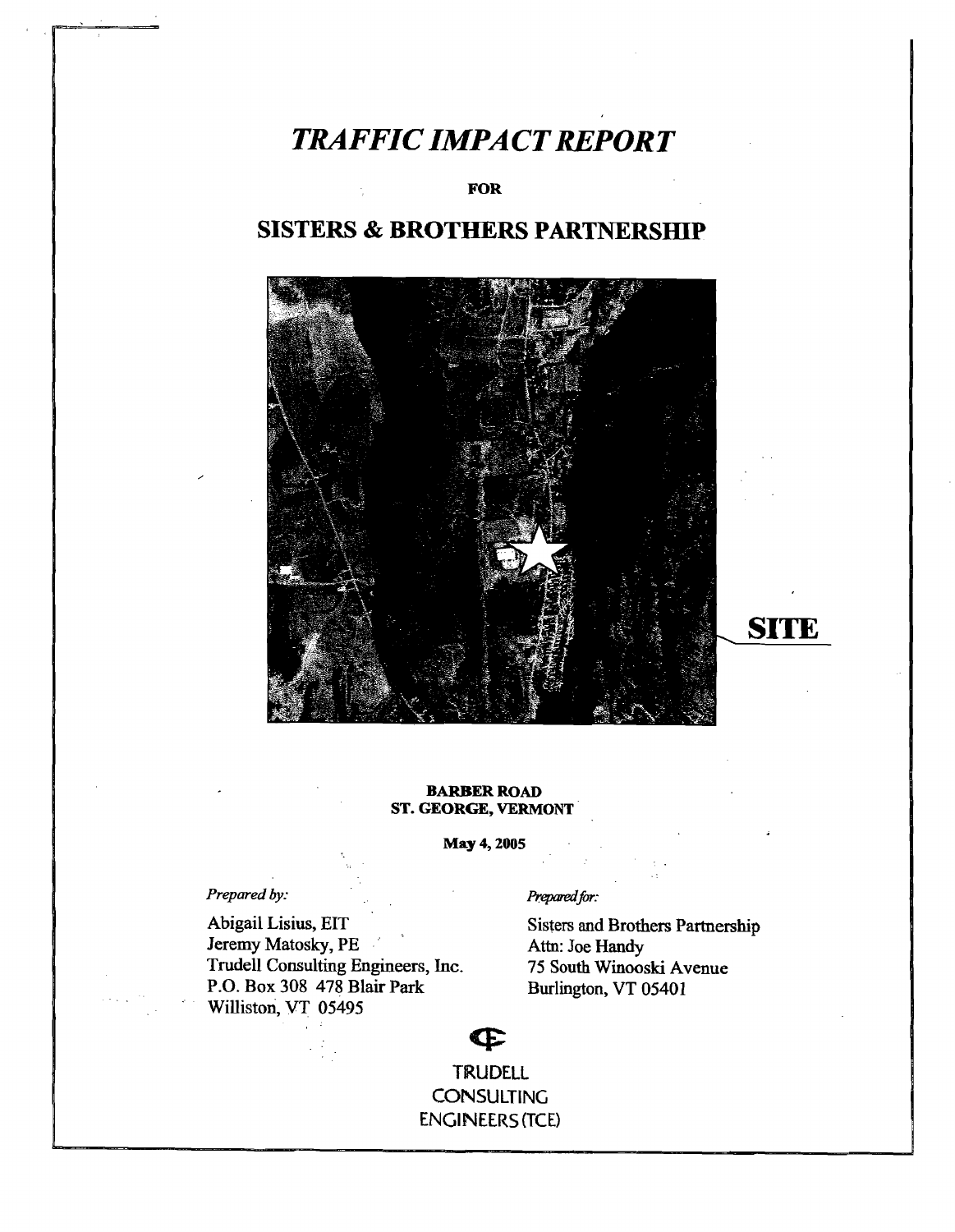# *TRAFFIC IMPACT REPORT*

**FOR**

## SISTERS & BROTHERS PARTNERSHIP

**SITE**

**BARBER ROAD**
**ST. GEORGE, VERMONT**

**May 4, 2005**

*Prepared by:*

Abigail Lisius, EIT
Jeremy Matosky, PE
Trudell Consulting Engineers, Inc.
P.O. Box 308 478 Blair Park
Williston, VT 05495

*Prepared for:*

Sisters and Brothers Partnership
Attn: Joe Handy
75 South Winooski Avenue
Burlington, VT 05401

TRUDELL
CONSULTING
ENGINEERS (TCE)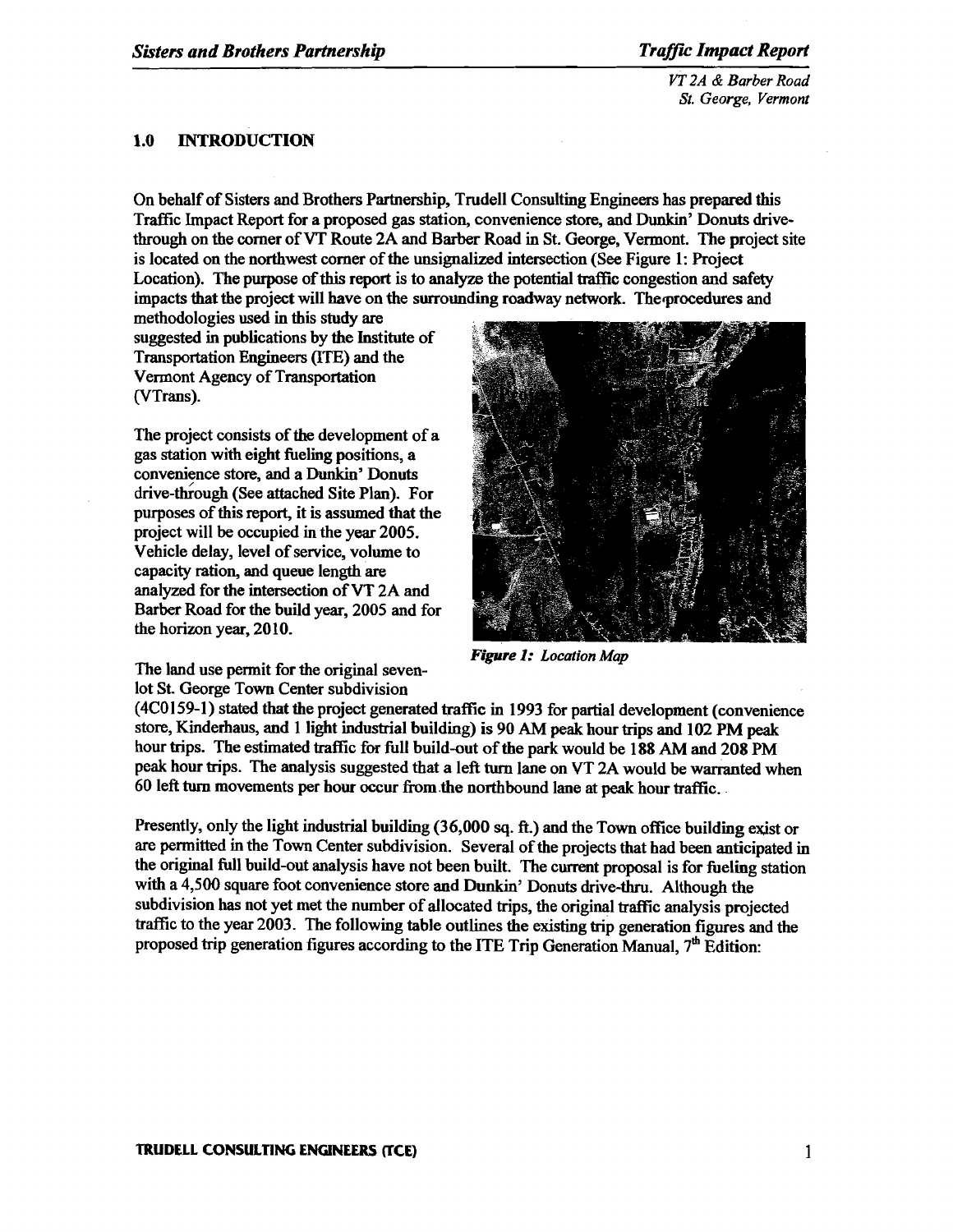## 1.0 INTRODUCTION

On behalf of Sisters and Brothers Partnership, Trudell Consulting Engineers has prepared this Traffic Impact Report for a proposed gas station, convenience store, and Dunkin' Donuts drive-through on the corner of VT Route 2A and Barber Road in St. George, Vermont. The project site is located on the northwest corner of the unsignalized intersection (See Figure 1: Project Location). The purpose of this report is to analyze the potential traffic congestion and safety impacts that the project will have on the surrounding roadway network. The procedures and methodologies used in this study are suggested in publications by the Institute of Transportation Engineers (ITE) and the Vermont Agency of Transportation (VTrans).

The project consists of the development of a gas station with eight fueling positions, a convenience store, and a Dunkin' Donuts drive-through (See attached Site Plan). For purposes of this report, it is assumed that the project will be occupied in the year 2005. Vehicle delay, level of service, volume to capacity ration, and queue length are analyzed for the intersection of VT 2A and Barber Road for the build year, 2005 and for the horizon year, 2010.

*Figure 1: Location Map*

The land use permit for the original seven-lot St. George Town Center subdivision (4C0159-1) stated that the project generated traffic in 1993 for partial development (convenience store, Kinderhaus, and 1 light industrial building) is 90 AM peak hour trips and 102 PM peak hour trips. The estimated traffic for full build-out of the park would be 188 AM and 208 PM peak hour trips. The analysis suggested that a left turn lane on VT 2A would be warranted when 60 left turn movements per hour occur from the northbound lane at peak hour traffic.

Presently, only the light industrial building (36,000 sq. ft.) and the Town office building exist or are permitted in the Town Center subdivision. Several of the projects that had been anticipated in the original full build-out analysis have not been built. The current proposal is for fueling station with a 4,500 square foot convenience store and Dunkin' Donuts drive-thru. Although the subdivision has not yet met the number of allocated trips, the original traffic analysis projected traffic to the year 2003. The following table outlines the existing trip generation figures and the proposed trip generation figures according to the ITE Trip Generation Manual, 7th Edition: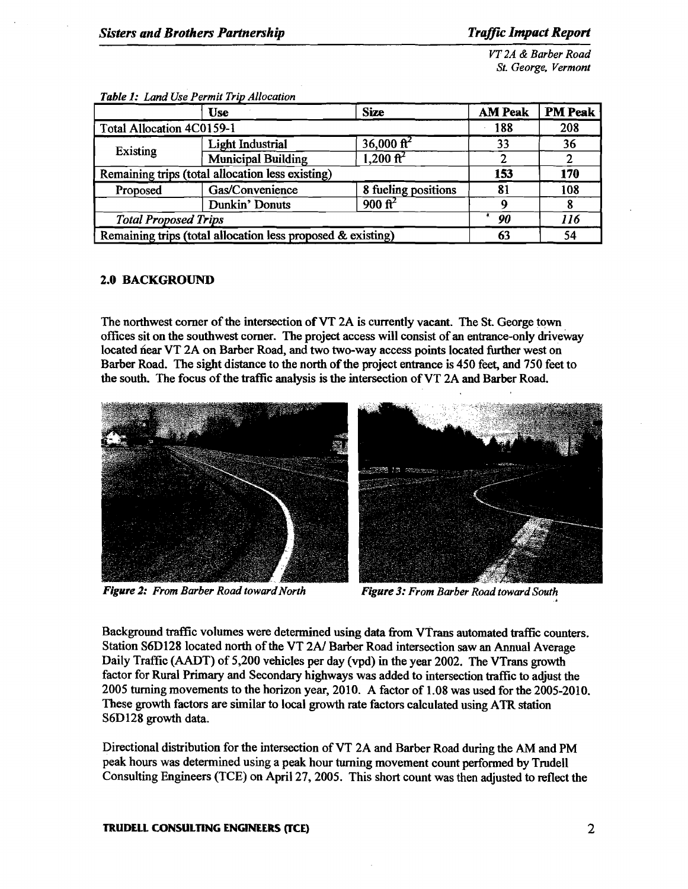*Table 1: Land Use Permit Trip Allocation*

| | Use | Size | AM Peak | PM Peak |
|---|---|---|---|---|
| Total Allocation 4C0159-1 | | | 188 | 208 |
| Existing | Light Industrial | 36,000 $ft^2$ | 33 | 36 |
| | Municipal Building | 1,200 $ft^2$ | 2 | 2 |
| Remaining trips (total allocation less existing) | | | **153** | **170** |
| Proposed | Gas/Convenience | 8 fueling positions | 81 | 108 |
| | Dunkin' Donuts | 900 $ft^2$ | 9 | 8 |
| *Total Proposed Trips* | | | *90* | *116* |
| Remaining trips (total allocation less proposed & existing) | | | 63 | 54 |

## 2.0 BACKGROUND

The northwest corner of the intersection of VT 2A is currently vacant. The St. George town offices sit on the southwest corner. The project access will consist of an entrance-only driveway located near VT 2A on Barber Road, and two two-way access points located further west on Barber Road. The sight distance to the north of the project entrance is 450 feet, and 750 feet to the south. The focus of the traffic analysis is the intersection of VT 2A and Barber Road.

*Figure 2: From Barber Road toward North*

*Figure 3: From Barber Road toward South*

Background traffic volumes were determined using data from VTrans automated traffic counters. Station S6D128 located north of the VT 2A/ Barber Road intersection saw an Annual Average Daily Traffic (AADT) of 5,200 vehicles per day (vpd) in the year 2002. The VTrans growth factor for Rural Primary and Secondary highways was added to intersection traffic to adjust the 2005 turning movements to the horizon year, 2010. A factor of 1.08 was used for the 2005-2010. These growth factors are similar to local growth rate factors calculated using ATR station S6D128 growth data.

Directional distribution for the intersection of VT 2A and Barber Road during the AM and PM peak hours was determined using a peak hour turning movement count performed by Trudell Consulting Engineers (TCE) on April 27, 2005. This short count was then adjusted to reflect the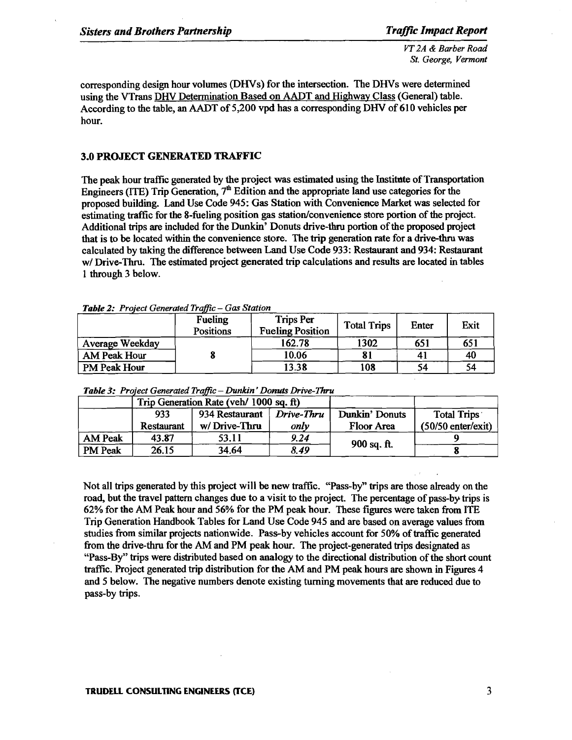corresponding design hour volumes (DHVs) for the intersection. The DHVs were determined using the VTrans DHV Determination Based on AADT and Highway Class (General) table. According to the table, an AADT of 5,200 vpd has a corresponding DHV of 610 vehicles per hour.

## 3.0 PROJECT GENERATED TRAFFIC

The peak hour traffic generated by the project was estimated using the Institute of Transportation Engineers (ITE) Trip Generation, 7th Edition and the appropriate land use categories for the proposed building. Land Use Code 945: Gas Station with Convenience Market was selected for estimating traffic for the 8-fueling position gas station/convenience store portion of the project. Additional trips are included for the Dunkin' Donuts drive-thru portion of the proposed project that is to be located within the convenience store. The trip generation rate for a drive-thru was calculated by taking the difference between Land Use Code 933: Restaurant and 934: Restaurant w/ Drive-Thru. The estimated project generated trip calculations and results are located in tables 1 through 3 below.

***Table 2:*** *Project Generated Traffic – Gas Station*

| | Fueling Positions | Trips Per Fueling Position | Total Trips | Enter | Exit |
|---|---|---|---|---|---|
| Average Weekday | 8 | 162.78 | 1302 | 651 | 651 |
| AM Peak Hour | | 10.06 | 81 | 41 | 40 |
| PM Peak Hour | | 13.38 | 108 | 54 | 54 |

***Table 3:*** *Project Generated Traffic – Dunkin' Donuts Drive-Thru*

| | Trip Generation Rate (veh/ 1000 sq. ft) | | | | |
|---|---|---|---|---|---|
| | 933 Restaurant | 934 Restaurant w/ Drive-Thru | *Drive-Thru only* | Dunkin' Donuts Floor Area | Total Trips (50/50 enter/exit) |
| AM Peak | 43.87 | 53.11 | *9.24* | 900 sq. ft. | 9 |
| PM Peak | 26.15 | 34.64 | *8.49* | | 8 |

Not all trips generated by this project will be new traffic. "Pass-by" trips are those already on the road, but the travel pattern changes due to a visit to the project. The percentage of pass-by trips is 62% for the AM Peak hour and 56% for the PM peak hour. These figures were taken from ITE Trip Generation Handbook Tables for Land Use Code 945 and are based on average values from studies from similar projects nationwide. Pass-by vehicles account for 50% of traffic generated from the drive-thru for the AM and PM peak hour. The project-generated trips designated as "Pass-By" trips were distributed based on analogy to the directional distribution of the short count traffic. Project generated trip distribution for the AM and PM peak hours are shown in Figures 4 and 5 below. The negative numbers denote existing turning movements that are reduced due to pass-by trips.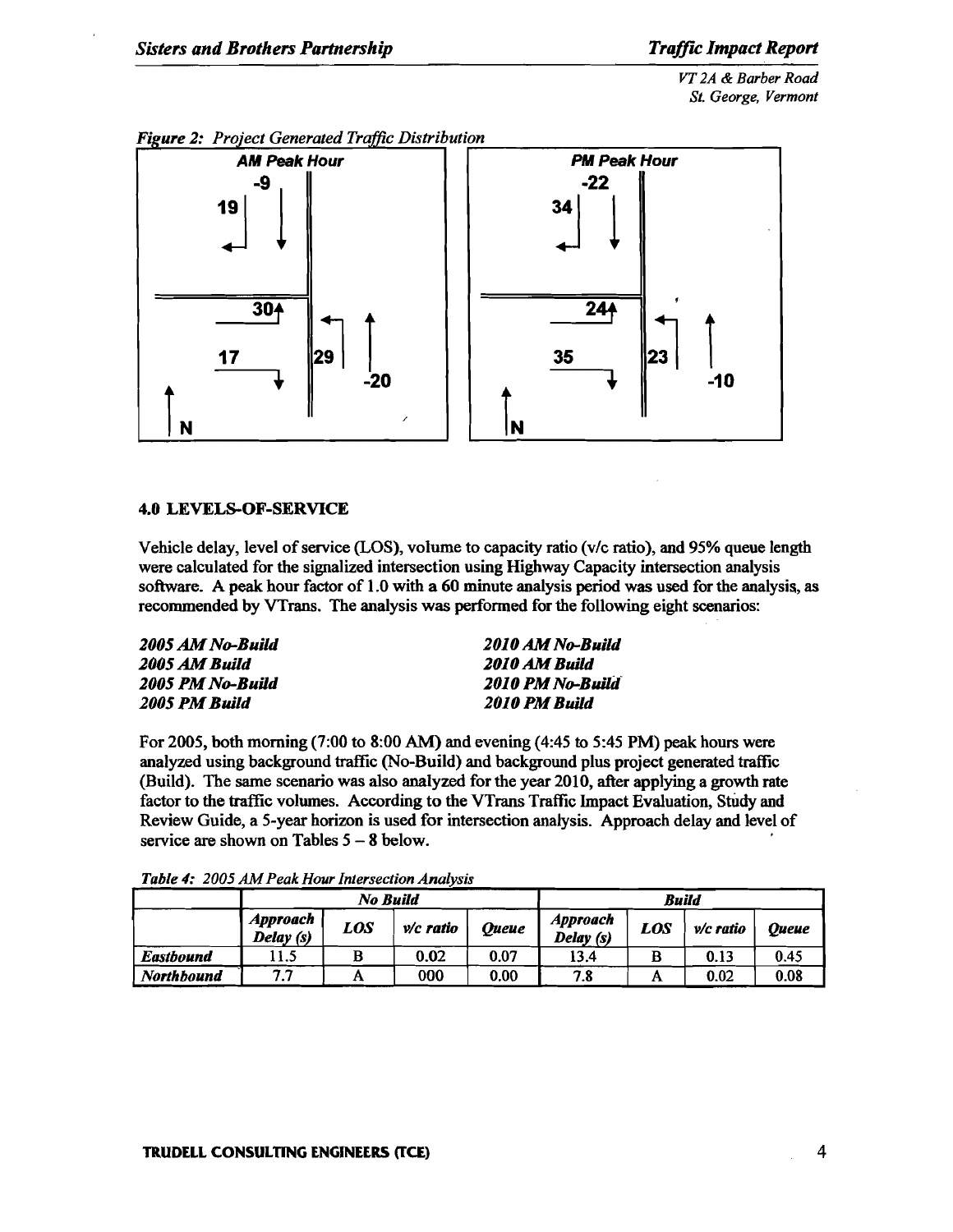*Figure 2: Project Generated Traffic Distribution*

**AM Peak Hour**

-9, 19, 30, 17, 29, -20

**PM Peak Hour**

-22, 34, 24, 35, 23, -10

### 4.0 LEVELS-OF-SERVICE

Vehicle delay, level of service (LOS), volume to capacity ratio (v/c ratio), and 95% queue length were calculated for the signalized intersection using Highway Capacity intersection analysis software. A peak hour factor of 1.0 with a 60 minute analysis period was used for the analysis, as recommended by VTrans. The analysis was performed for the following eight scenarios:

| | |
|---|---|
| ***2005 AM No-Build*** | ***2010 AM No-Build*** |
| ***2005 AM Build*** | ***2010 AM Build*** |
| ***2005 PM No-Build*** | ***2010 PM No-Build*** |
| ***2005 PM Build*** | ***2010 PM Build*** |

For 2005, both morning (7:00 to 8:00 AM) and evening (4:45 to 5:45 PM) peak hours were analyzed using background traffic (No-Build) and background plus project generated traffic (Build). The same scenario was also analyzed for the year 2010, after applying a growth rate factor to the traffic volumes. According to the VTrans Traffic Impact Evaluation, Study and Review Guide, a 5-year horizon is used for intersection analysis. Approach delay and level of service are shown on Tables 5 – 8 below.

*Table 4: 2005 AM Peak Hour Intersection Analysis*

| | ***No Build*** | | | | ***Build*** | | | |
|---|---|---|---|---|---|---|---|---|
| | ***Approach Delay (s)*** | ***LOS*** | ***v/c ratio*** | ***Queue*** | ***Approach Delay (s)*** | ***LOS*** | ***v/c ratio*** | ***Queue*** |
| ***Eastbound*** | 11.5 | B | 0.02 | 0.07 | 13.4 | B | 0.13 | 0.45 |
| ***Northbound*** | 7.7 | A | 000 | 0.00 | 7.8 | A | 0.02 | 0.08 |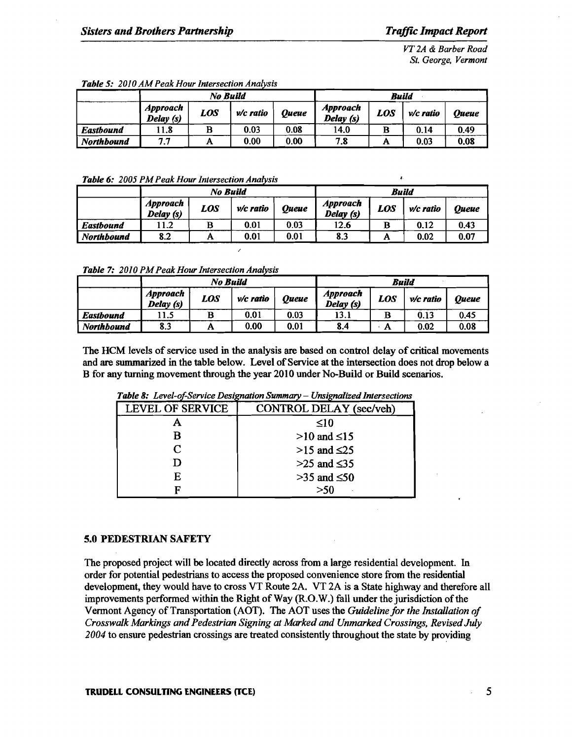*Table 5: 2010 AM Peak Hour Intersection Analysis*

| | No Build | | | | Build | | | |
|---|---|---|---|---|---|---|---|---|
| | Approach Delay (s) | LOS | v/c ratio | Queue | Approach Delay (s) | LOS | v/c ratio | Queue |
| **Eastbound** | 11.8 | B | 0.03 | 0.08 | 14.0 | B | 0.14 | 0.49 |
| **Northbound** | 7.7 | A | 0.00 | 0.00 | 7.8 | A | 0.03 | 0.08 |

*Table 6: 2005 PM Peak Hour Intersection Analysis*

| | No Build | | | | Build | | | |
|---|---|---|---|---|---|---|---|---|
| | Approach Delay (s) | LOS | v/c ratio | Queue | Approach Delay (s) | LOS | v/c ratio | Queue |
| **Eastbound** | 11.2 | B | 0.01 | 0.03 | 12.6 | B | 0.12 | 0.43 |
| **Northbound** | 8.2 | A | 0.01 | 0.01 | 8.3 | A | 0.02 | 0.07 |

*Table 7: 2010 PM Peak Hour Intersection Analysis*

| | No Build | | | | Build | | | |
|---|---|---|---|---|---|---|---|---|
| | Approach Delay (s) | LOS | v/c ratio | Queue | Approach Delay (s) | LOS | v/c ratio | Queue |
| **Eastbound** | 11.5 | B | 0.01 | 0.03 | 13.1 | B | 0.13 | 0.45 |
| **Northbound** | 8.3 | A | 0.00 | 0.01 | 8.4 | A | 0.02 | 0.08 |

The HCM levels of service used in the analysis are based on control delay of critical movements and are summarized in the table below. Level of Service at the intersection does not drop below a B for any turning movement through the year 2010 under No-Build or Build scenarios.

*Table 8: Level-of-Service Designation Summary – Unsignalized Intersections*

| LEVEL OF SERVICE | CONTROL DELAY (sec/veh) |
|---|---|
| A | ≤10 |
| B | >10 and ≤15 |
| C | >15 and ≤25 |
| D | >25 and ≤35 |
| E | >35 and ≤50 |
| F | >50 |

## 5.0 PEDESTRIAN SAFETY

The proposed project will be located directly across from a large residential development. In order for potential pedestrians to access the proposed convenience store from the residential development, they would have to cross VT Route 2A. VT 2A is a State highway and therefore all improvements performed within the Right of Way (R.O.W.) fall under the jurisdiction of the Vermont Agency of Transportation (AOT). The AOT uses the *Guideline for the Installation of Crosswalk Markings and Pedestrian Signing at Marked and Unmarked Crossings, Revised July 2004* to ensure pedestrian crossings are treated consistently throughout the state by providing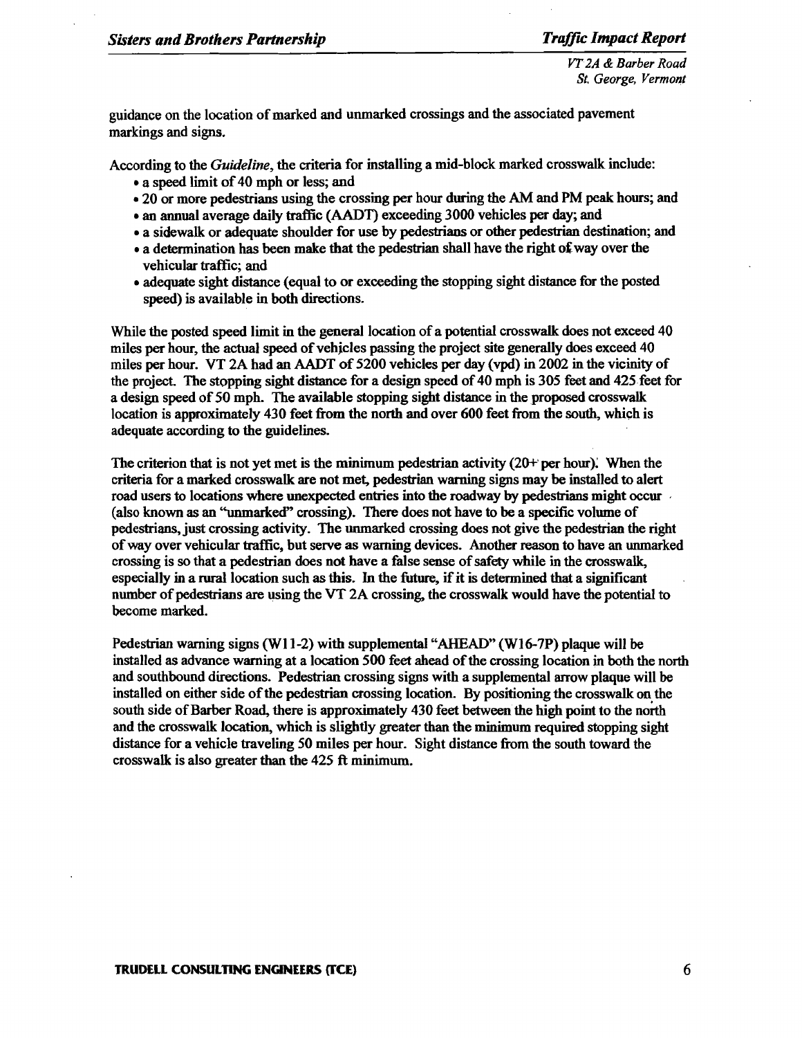guidance on the location of marked and unmarked crossings and the associated pavement markings and signs.

According to the *Guideline*, the criteria for installing a mid-block marked crosswalk include:

- a speed limit of 40 mph or less; and
- 20 or more pedestrians using the crossing per hour during the AM and PM peak hours; and
- an annual average daily traffic (AADT) exceeding 3000 vehicles per day; and
- a sidewalk or adequate shoulder for use by pedestrians or other pedestrian destination; and
- a determination has been make that the pedestrian shall have the right of way over the vehicular traffic; and
- adequate sight distance (equal to or exceeding the stopping sight distance for the posted speed) is available in both directions.

While the posted speed limit in the general location of a potential crosswalk does not exceed 40 miles per hour, the actual speed of vehicles passing the project site generally does exceed 40 miles per hour. VT 2A had an AADT of 5200 vehicles per day (vpd) in 2002 in the vicinity of the project. The stopping sight distance for a design speed of 40 mph is 305 feet and 425 feet for a design speed of 50 mph. The available stopping sight distance in the proposed crosswalk location is approximately 430 feet from the north and over 600 feet from the south, which is adequate according to the guidelines.

The criterion that is not yet met is the minimum pedestrian activity (20+ per hour). When the criteria for a marked crosswalk are not met, pedestrian warning signs may be installed to alert road users to locations where unexpected entries into the roadway by pedestrians might occur (also known as an "unmarked" crossing). There does not have to be a specific volume of pedestrians, just crossing activity. The unmarked crossing does not give the pedestrian the right of way over vehicular traffic, but serve as warning devices. Another reason to have an unmarked crossing is so that a pedestrian does not have a false sense of safety while in the crosswalk, especially in a rural location such as this. In the future, if it is determined that a significant number of pedestrians are using the VT 2A crossing, the crosswalk would have the potential to become marked.

Pedestrian warning signs (W11-2) with supplemental "AHEAD" (W16-7P) plaque will be installed as advance warning at a location 500 feet ahead of the crossing location in both the north and southbound directions. Pedestrian crossing signs with a supplemental arrow plaque will be installed on either side of the pedestrian crossing location. By positioning the crosswalk on the south side of Barber Road, there is approximately 430 feet between the high point to the north and the crosswalk location, which is slightly greater than the minimum required stopping sight distance for a vehicle traveling 50 miles per hour. Sight distance from the south toward the crosswalk is also greater than the 425 ft minimum.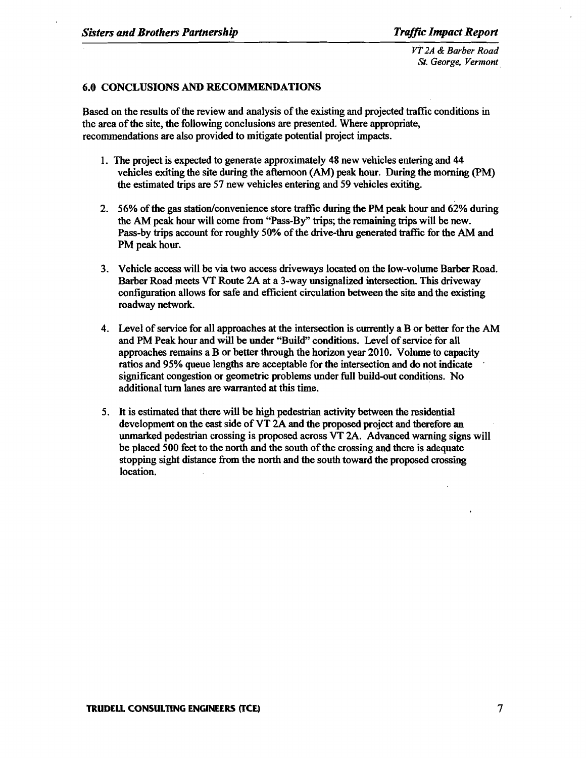## 6.0 CONCLUSIONS AND RECOMMENDATIONS

Based on the results of the review and analysis of the existing and projected traffic conditions in the area of the site, the following conclusions are presented. Where appropriate, recommendations are also provided to mitigate potential project impacts.

1. The project is expected to generate approximately 48 new vehicles entering and 44 vehicles exiting the site during the afternoon (AM) peak hour. During the morning (PM) the estimated trips are 57 new vehicles entering and 59 vehicles exiting.

2. 56% of the gas station/convenience store traffic during the PM peak hour and 62% during the AM peak hour will come from "Pass-By" trips; the remaining trips will be new. Pass-by trips account for roughly 50% of the drive-thru generated traffic for the AM and PM peak hour.

3. Vehicle access will be via two access driveways located on the low-volume Barber Road. Barber Road meets VT Route 2A at a 3-way unsignalized intersection. This driveway configuration allows for safe and efficient circulation between the site and the existing roadway network.

4. Level of service for all approaches at the intersection is currently a B or better for the AM and PM Peak hour and will be under "Build" conditions. Level of service for all approaches remains a B or better through the horizon year 2010. Volume to capacity ratios and 95% queue lengths are acceptable for the intersection and do not indicate significant congestion or geometric problems under full build-out conditions. No additional turn lanes are warranted at this time.

5. It is estimated that there will be high pedestrian activity between the residential development on the east side of VT 2A and the proposed project and therefore an unmarked pedestrian crossing is proposed across VT 2A. Advanced warning signs will be placed 500 feet to the north and the south of the crossing and there is adequate stopping sight distance from the north and the south toward the proposed crossing location.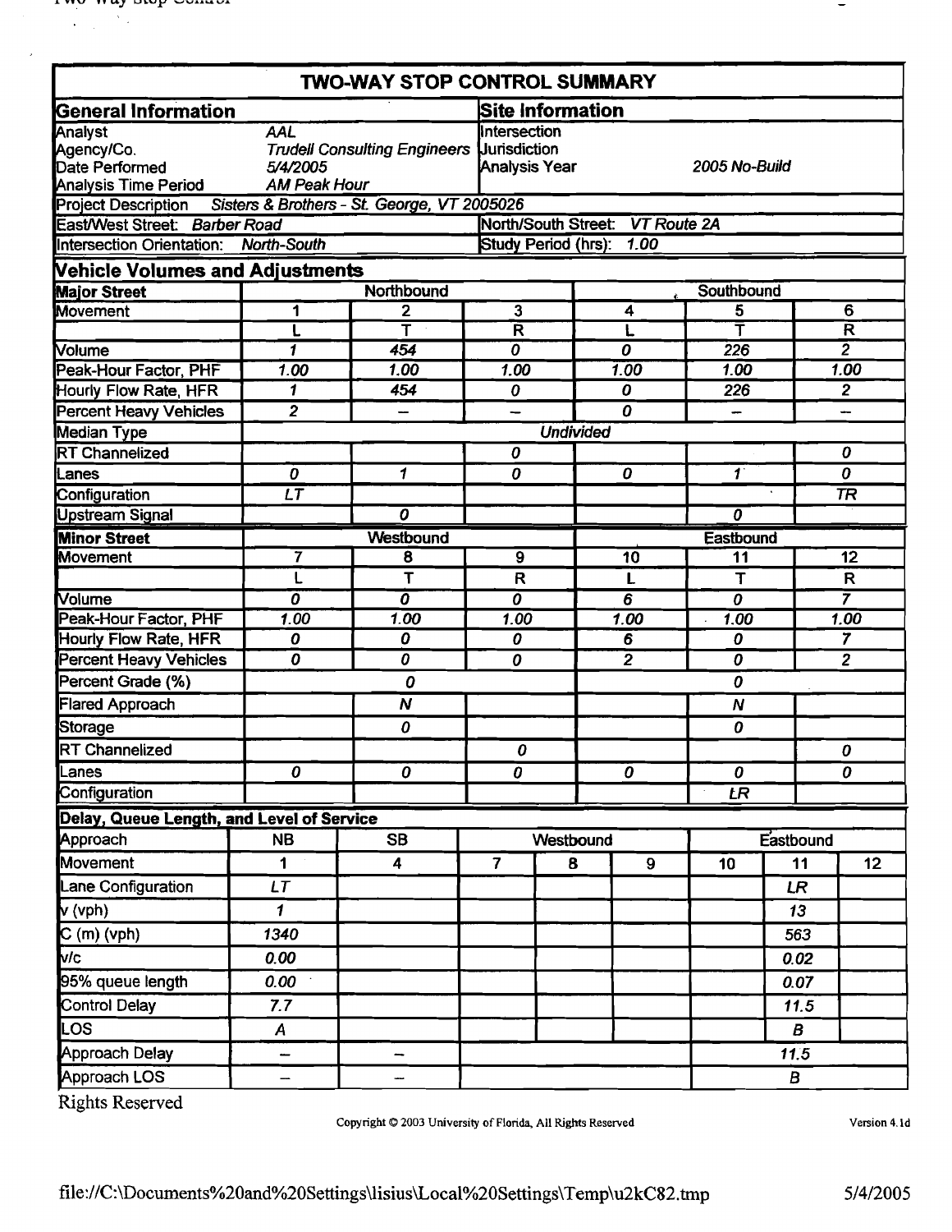# TWO-WAY STOP CONTROL SUMMARY

| General Information | | Site Information | |
|---|---|---|---|
| Analyst | AAL | Intersection | |
| Agency/Co. | Trudell Consulting Engineers | Jurisdiction | |
| Date Performed | 5/4/2005 | Analysis Year | 2005 No-Build |
| Analysis Time Period | AM Peak Hour | | |

Project Description: Sisters & Brothers - St. George, VT 2005026

| | |
|---|---|
| East/West Street: Barber Road | North/South Street: VT Route 2A |
| Intersection Orientation: North-South | Study Period (hrs): 1.00 |

## Vehicle Volumes and Adjustments

| Major Street | Northbound | | | Southbound | | |
|---|---|---|---|---|---|---|
| Movement | 1 | 2 | 3 | 4 | 5 | 6 |
| | L | T | R | L | T | R |
| Volume | 1 | 454 | 0 | 0 | 226 | 2 |
| Peak-Hour Factor, PHF | 1.00 | 1.00 | 1.00 | 1.00 | 1.00 | 1.00 |
| Hourly Flow Rate, HFR | 1 | 454 | 0 | 0 | 226 | 2 |
| Percent Heavy Vehicles | 2 | -- | -- | 0 | -- | -- |
| Median Type | Undivided | | | | | |
| RT Channelized | | | 0 | | | 0 |
| Lanes | 0 | 1 | 0 | 0 | 1 | 0 |
| Configuration | LT | | | | | TR |
| Upstream Signal | | 0 | | | 0 | |

| Minor Street | Westbound | | | Eastbound | | |
|---|---|---|---|---|---|---|
| Movement | 7 | 8 | 9 | 10 | 11 | 12 |
| | L | T | R | L | T | R |
| Volume | 0 | 0 | 0 | 6 | 0 | 7 |
| Peak-Hour Factor, PHF | 1.00 | 1.00 | 1.00 | 1.00 | 1.00 | 1.00 |
| Hourly Flow Rate, HFR | 0 | 0 | 0 | 6 | 0 | 7 |
| Percent Heavy Vehicles | 0 | 0 | 0 | 2 | 0 | 2 |
| Percent Grade (%) | | 0 | | | 0 | |
| Flared Approach | | N | | | N | |
| Storage | | 0 | | | 0 | |
| RT Channelized | | | 0 | | | 0 |
| Lanes | 0 | 0 | 0 | 0 | 0 | 0 |
| Configuration | | | | | LR | |

## Delay, Queue Length, and Level of Service

| Approach | NB | SB | Westbound | | | Eastbound | | |
|---|---|---|---|---|---|---|---|---|
| Movement | 1 | 4 | 7 | 8 | 9 | 10 | 11 | 12 |
| Lane Configuration | LT | | | | | | LR | |
| v (vph) | 1 | | | | | | 13 | |
| C (m) (vph) | 1340 | | | | | | 563 | |
| v/c | 0.00 | | | | | | 0.02 | |
| 95% queue length | 0.00 | | | | | | 0.07 | |
| Control Delay | 7.7 | | | | | | 11.5 | |
| LOS | A | | | | | | B | |
| Approach Delay | -- | -- | | | | 11.5 | | |
| Approach LOS | -- | -- | | | | B | | |

Rights Reserved

Copyright © 2003 University of Florida, All Rights Reserved

Version 4.1d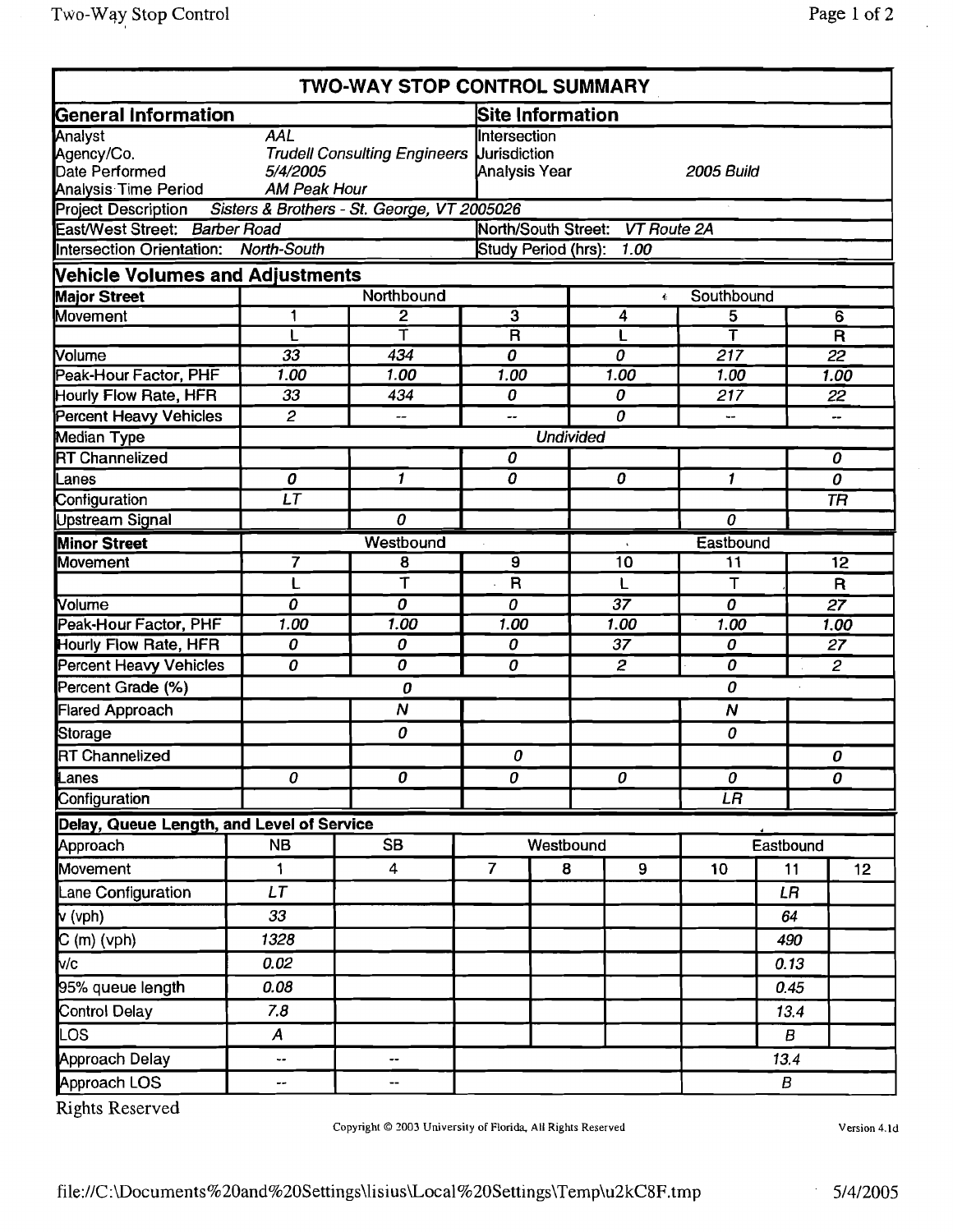# TWO-WAY STOP CONTROL SUMMARY

| General Information | | Site Information | |
|---|---|---|---|
| Analyst | AAL | Intersection | |
| Agency/Co. | Trudell Consulting Engineers | Jurisdiction | |
| Date Performed | 5/4/2005 | Analysis Year | 2005 Build |
| Analysis Time Period | AM Peak Hour | | |

Project Description: Sisters & Brothers - St. George, VT 2005026

| East/West Street: Barber Road | North/South Street: VT Route 2A |
|---|---|
| Intersection Orientation: North-South | Study Period (hrs): 1.00 |

## Vehicle Volumes and Adjustments

| Major Street | Northbound | | | Southbound | | |
|---|---|---|---|---|---|---|
| Movement | 1 | 2 | 3 | 4 | 5 | 6 |
| | L | T | R | L | T | R |
| Volume | 33 | 434 | 0 | 0 | 217 | 22 |
| Peak-Hour Factor, PHF | 1.00 | 1.00 | 1.00 | 1.00 | 1.00 | 1.00 |
| Hourly Flow Rate, HFR | 33 | 434 | 0 | 0 | 217 | 22 |
| Percent Heavy Vehicles | 2 | -- | -- | 0 | -- | -- |
| Median Type | Undivided | | | | | |
| RT Channelized | | | 0 | | | 0 |
| Lanes | 0 | 1 | 0 | 0 | 1 | 0 |
| Configuration | LT | | | | | TR |
| Upstream Signal | | 0 | | | 0 | |

| Minor Street | Westbound | | | Eastbound | | |
|---|---|---|---|---|---|---|
| Movement | 7 | 8 | 9 | 10 | 11 | 12 |
| | L | T | R | L | T | R |
| Volume | 0 | 0 | 0 | 37 | 0 | 27 |
| Peak-Hour Factor, PHF | 1.00 | 1.00 | 1.00 | 1.00 | 1.00 | 1.00 |
| Hourly Flow Rate, HFR | 0 | 0 | 0 | 37 | 0 | 27 |
| Percent Heavy Vehicles | 0 | 0 | 0 | 2 | 0 | 2 |
| Percent Grade (%) | | 0 | | | 0 | |
| Flared Approach | | N | | | N | |
| Storage | | 0 | | | 0 | |
| RT Channelized | | | 0 | | | 0 |
| Lanes | 0 | 0 | 0 | 0 | 0 | 0 |
| Configuration | | | | | LR | |

## Delay, Queue Length, and Level of Service

| Approach | NB | SB | Westbound | | | Eastbound | | |
|---|---|---|---|---|---|---|---|---|
| Movement | 1 | 4 | 7 | 8 | 9 | 10 | 11 | 12 |
| Lane Configuration | LT | | | | | | LR | |
| v (vph) | 33 | | | | | | 64 | |
| C (m) (vph) | 1328 | | | | | | 490 | |
| v/c | 0.02 | | | | | | 0.13 | |
| 95% queue length | 0.08 | | | | | | 0.45 | |
| Control Delay | 7.8 | | | | | | 13.4 | |
| LOS | A | | | | | | B | |
| Approach Delay | -- | -- | | | | 13.4 | | |
| Approach LOS | -- | -- | | | | B | | |

Rights Reserved

Copyright © 2003 University of Florida, All Rights Reserved

Version 4.1d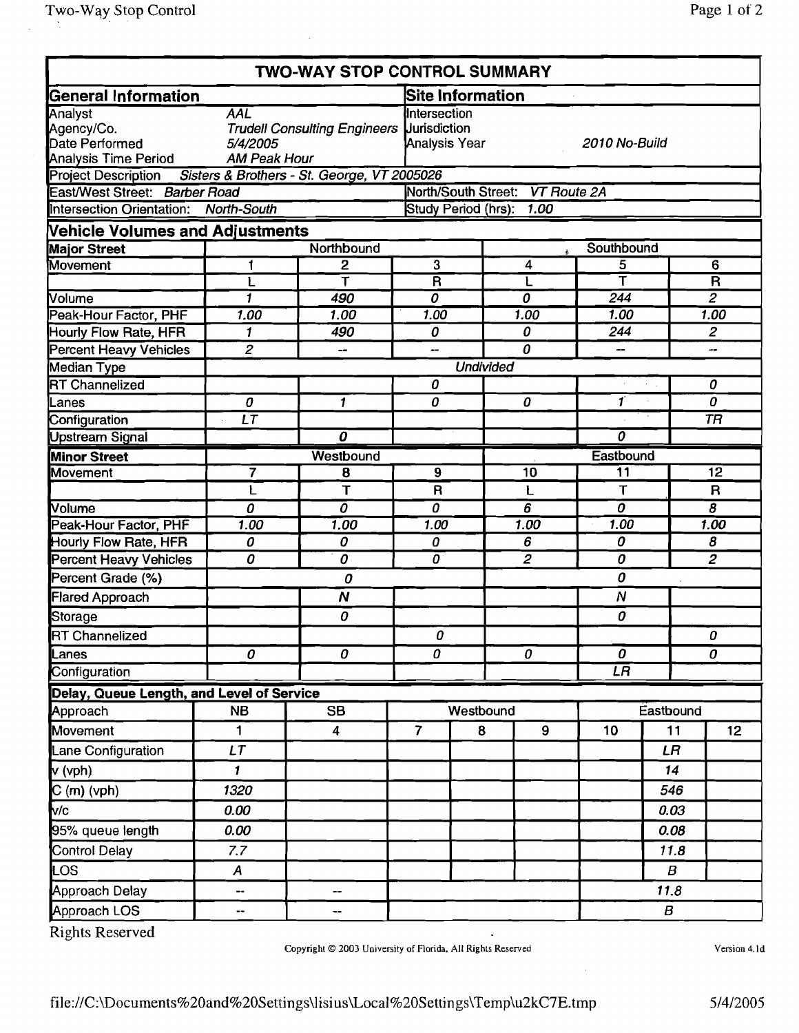# TWO-WAY STOP CONTROL SUMMARY

| General Information | | Site Information | |
|---|---|---|---|
| Analyst | AAL | Intersection | |
| Agency/Co. | Trudell Consulting Engineers | Jurisdiction | |
| Date Performed | 5/4/2005 | Analysis Year | 2010 No-Build |
| Analysis Time Period | AM Peak Hour | | |

Project Description: Sisters & Brothers - St. George, VT 2005026

| | | | |
|---|---|---|---|
| East/West Street: | Barber Road | North/South Street: | VT Route 2A |
| Intersection Orientation: | North-South | Study Period (hrs): | 1.00 |

## Vehicle Volumes and Adjustments

| Major Street | Northbound | | | Southbound | | |
|---|---|---|---|---|---|---|
| Movement | 1 | 2 | 3 | 4 | 5 | 6 |
| | L | T | R | L | T | R |
| Volume | 1 | 490 | 0 | 0 | 244 | 2 |
| Peak-Hour Factor, PHF | 1.00 | 1.00 | 1.00 | 1.00 | 1.00 | 1.00 |
| Hourly Flow Rate, HFR | 1 | 490 | 0 | 0 | 244 | 2 |
| Percent Heavy Vehicles | 2 | -- | -- | 0 | -- | -- |
| Median Type | Undivided | | | | | |
| RT Channelized | | | 0 | | | 0 |
| Lanes | 0 | 1 | 0 | 0 | 1 | 0 |
| Configuration | LT | | | | | TR |
| Upstream Signal | | 0 | | | 0 | |

| Minor Street | Westbound | | | Eastbound | | |
|---|---|---|---|---|---|---|
| Movement | 7 | 8 | 9 | 10 | 11 | 12 |
| | L | T | R | L | T | R |
| Volume | 0 | 0 | 0 | 6 | 0 | 8 |
| Peak-Hour Factor, PHF | 1.00 | 1.00 | 1.00 | 1.00 | 1.00 | 1.00 |
| Hourly Flow Rate, HFR | 0 | 0 | 0 | 6 | 0 | 8 |
| Percent Heavy Vehicles | 0 | 0 | 0 | 2 | 0 | 2 |
| Percent Grade (%) | | 0 | | | 0 | |
| Flared Approach | | N | | | N | |
| Storage | | 0 | | | 0 | |
| RT Channelized | | | 0 | | | 0 |
| Lanes | 0 | 0 | 0 | 0 | 0 | 0 |
| Configuration | | | | | LR | |

## Delay, Queue Length, and Level of Service

| Approach | NB | SB | Westbound | | | Eastbound | | |
|---|---|---|---|---|---|---|---|---|
| Movement | 1 | 4 | 7 | 8 | 9 | 10 | 11 | 12 |
| Lane Configuration | LT | | | | | | LR | |
| v (vph) | 1 | | | | | | 14 | |
| C (m) (vph) | 1320 | | | | | | 546 | |
| v/c | 0.00 | | | | | | 0.03 | |
| 95% queue length | 0.00 | | | | | | 0.08 | |
| Control Delay | 7.7 | | | | | | 11.8 | |
| LOS | A | | | | | | B | |
| Approach Delay | -- | -- | | | | | 11.8 | |
| Approach LOS | -- | -- | | | | | B | |

Rights Reserved

Copyright © 2003 University of Florida, All Rights Reserved

Version 4.1d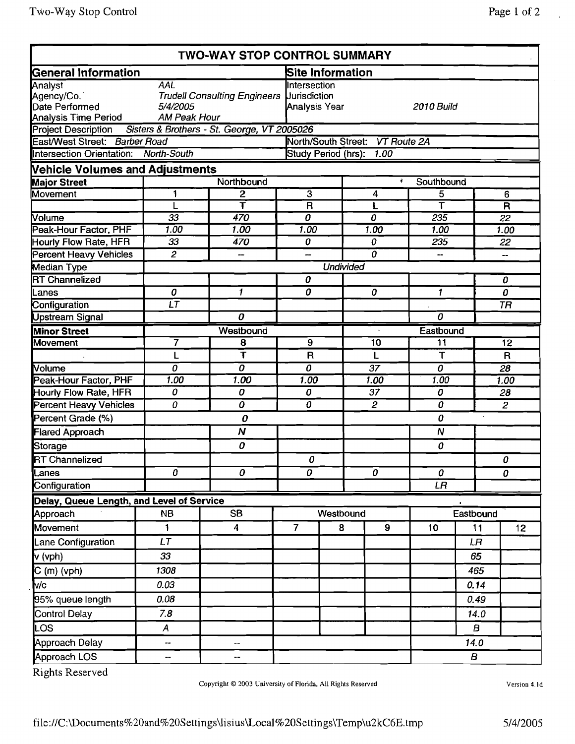# TWO-WAY STOP CONTROL SUMMARY

| General Information | | Site Information | |
|---|---|---|---|
| Analyst | AAL | Intersection | |
| Agency/Co. | Trudell Consulting Engineers | Jurisdiction | |
| Date Performed | 5/4/2005 | Analysis Year | 2010 Build |
| Analysis Time Period | AM Peak Hour | | |

Project Description: Sisters & Brothers - St. George, VT 2005026

| East/West Street: Barber Road | North/South Street: VT Route 2A |
|---|---|
| Intersection Orientation: North-South | Study Period (hrs): 1.00 |

## Vehicle Volumes and Adjustments

| Major Street | Northbound | | | Southbound | | |
|---|---|---|---|---|---|---|
| Movement | 1 | 2 | 3 | 4 | 5 | 6 |
| | L | T | R | L | T | R |
| Volume | 33 | 470 | 0 | 0 | 235 | 22 |
| Peak-Hour Factor, PHF | 1.00 | 1.00 | 1.00 | 1.00 | 1.00 | 1.00 |
| Hourly Flow Rate, HFR | 33 | 470 | 0 | 0 | 235 | 22 |
| Percent Heavy Vehicles | 2 | -- | -- | 0 | -- | -- |
| Median Type | Undivided | | | | | |
| RT Channelized | | | 0 | | | 0 |
| Lanes | 0 | 1 | 0 | 0 | 1 | 0 |
| Configuration | LT | | | | | TR |
| Upstream Signal | | 0 | | | 0 | |

| Minor Street | Westbound | | | Eastbound | | |
|---|---|---|---|---|---|---|
| Movement | 7 | 8 | 9 | 10 | 11 | 12 |
| | L | T | R | L | T | R |
| Volume | 0 | 0 | 0 | 37 | 0 | 28 |
| Peak-Hour Factor, PHF | 1.00 | 1.00 | 1.00 | 1.00 | 1.00 | 1.00 |
| Hourly Flow Rate, HFR | 0 | 0 | 0 | 37 | 0 | 28 |
| Percent Heavy Vehicles | 0 | 0 | 0 | 2 | 0 | 2 |
| Percent Grade (%) | | 0 | | | 0 | |
| Flared Approach | | N | | | N | |
| Storage | | 0 | | | 0 | |
| RT Channelized | | | 0 | | | 0 |
| Lanes | 0 | 0 | 0 | 0 | 0 | 0 |
| Configuration | | | | | LR | |

## Delay, Queue Length, and Level of Service

| Approach | NB | SB | Westbound | | | Eastbound | | |
|---|---|---|---|---|---|---|---|---|
| Movement | 1 | 4 | 7 | 8 | 9 | 10 | 11 | 12 |
| Lane Configuration | LT | | | | | | LR | |
| v (vph) | 33 | | | | | | 65 | |
| C (m) (vph) | 1308 | | | | | | 465 | |
| v/c | 0.03 | | | | | | 0.14 | |
| 95% queue length | 0.08 | | | | | | 0.49 | |
| Control Delay | 7.8 | | | | | | 14.0 | |
| LOS | A | | | | | | B | |
| Approach Delay | -- | -- | | | | | 14.0 | |
| Approach LOS | -- | -- | | | | | B | |

Rights Reserved

Copyright © 2003 University of Florida, All Rights Reserved

Version 4.1d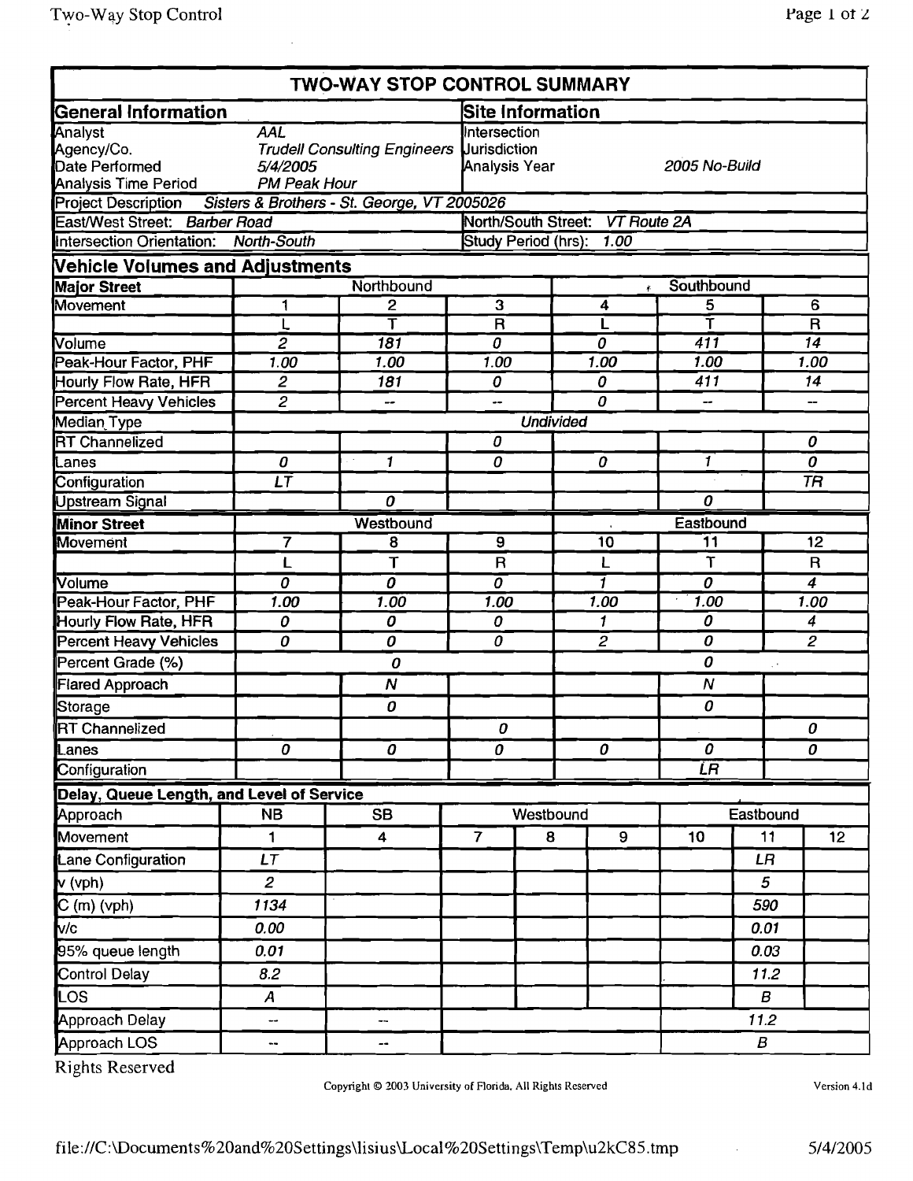# TWO-WAY STOP CONTROL SUMMARY

| General Information | | Site Information | |
|---|---|---|---|
| Analyst | AAL | Intersection | |
| Agency/Co. | Trudell Consulting Engineers | Jurisdiction | |
| Date Performed | 5/4/2005 | Analysis Year | 2005 No-Build |
| Analysis Time Period | PM Peak Hour | | |
| Project Description | Sisters & Brothers - St. George, VT 2005026 | | |
| East/West Street: | Barber Road | North/South Street: | VT Route 2A |
| Intersection Orientation: | North-South | Study Period (hrs): | 1.00 |

## Vehicle Volumes and Adjustments

| Major Street | Northbound | | | Southbound | | |
|---|---|---|---|---|---|---|
| Movement | 1 | 2 | 3 | 4 | 5 | 6 |
| | L | T | R | L | T | R |
| Volume | 2 | 181 | 0 | 0 | 411 | 14 |
| Peak-Hour Factor, PHF | 1.00 | 1.00 | 1.00 | 1.00 | 1.00 | 1.00 |
| Hourly Flow Rate, HFR | 2 | 181 | 0 | 0 | 411 | 14 |
| Percent Heavy Vehicles | 2 | -- | -- | 0 | -- | -- |
| Median Type | Undivided | | | | | |
| RT Channelized | | | 0 | | | 0 |
| Lanes | 0 | 1 | 0 | 0 | 1 | 0 |
| Configuration | LT | | | | | TR |
| Upstream Signal | | 0 | | | 0 | |

| Minor Street | Westbound | | | Eastbound | | |
|---|---|---|---|---|---|---|
| Movement | 7 | 8 | 9 | 10 | 11 | 12 |
| | L | T | R | L | T | R |
| Volume | 0 | 0 | 0 | 1 | 0 | 4 |
| Peak-Hour Factor, PHF | 1.00 | 1.00 | 1.00 | 1.00 | 1.00 | 1.00 |
| Hourly Flow Rate, HFR | 0 | 0 | 0 | 1 | 0 | 4 |
| Percent Heavy Vehicles | 0 | 0 | 0 | 2 | 0 | 2 |
| Percent Grade (%) | | 0 | | | 0 | |
| Flared Approach | | N | | | N | |
| Storage | | 0 | | | 0 | |
| RT Channelized | | | 0 | | | 0 |
| Lanes | 0 | 0 | 0 | 0 | 0 | 0 |
| Configuration | | | | | LR | |

## Delay, Queue Length, and Level of Service

| Approach | NB | SB | Westbound | | | Eastbound | | |
|---|---|---|---|---|---|---|---|---|
| Movement | 1 | 4 | 7 | 8 | 9 | 10 | 11 | 12 |
| Lane Configuration | LT | | | | | | LR | |
| v (vph) | 2 | | | | | | 5 | |
| C (m) (vph) | 1134 | | | | | | 590 | |
| v/c | 0.00 | | | | | | 0.01 | |
| 95% queue length | 0.01 | | | | | | 0.03 | |
| Control Delay | 8.2 | | | | | | 11.2 | |
| LOS | A | | | | | | B | |
| Approach Delay | -- | -- | | | | | 11.2 | |
| Approach LOS | -- | -- | | | | | B | |

Rights Reserved

Copyright © 2003 University of Florida, All Rights Reserved

Version 4.1d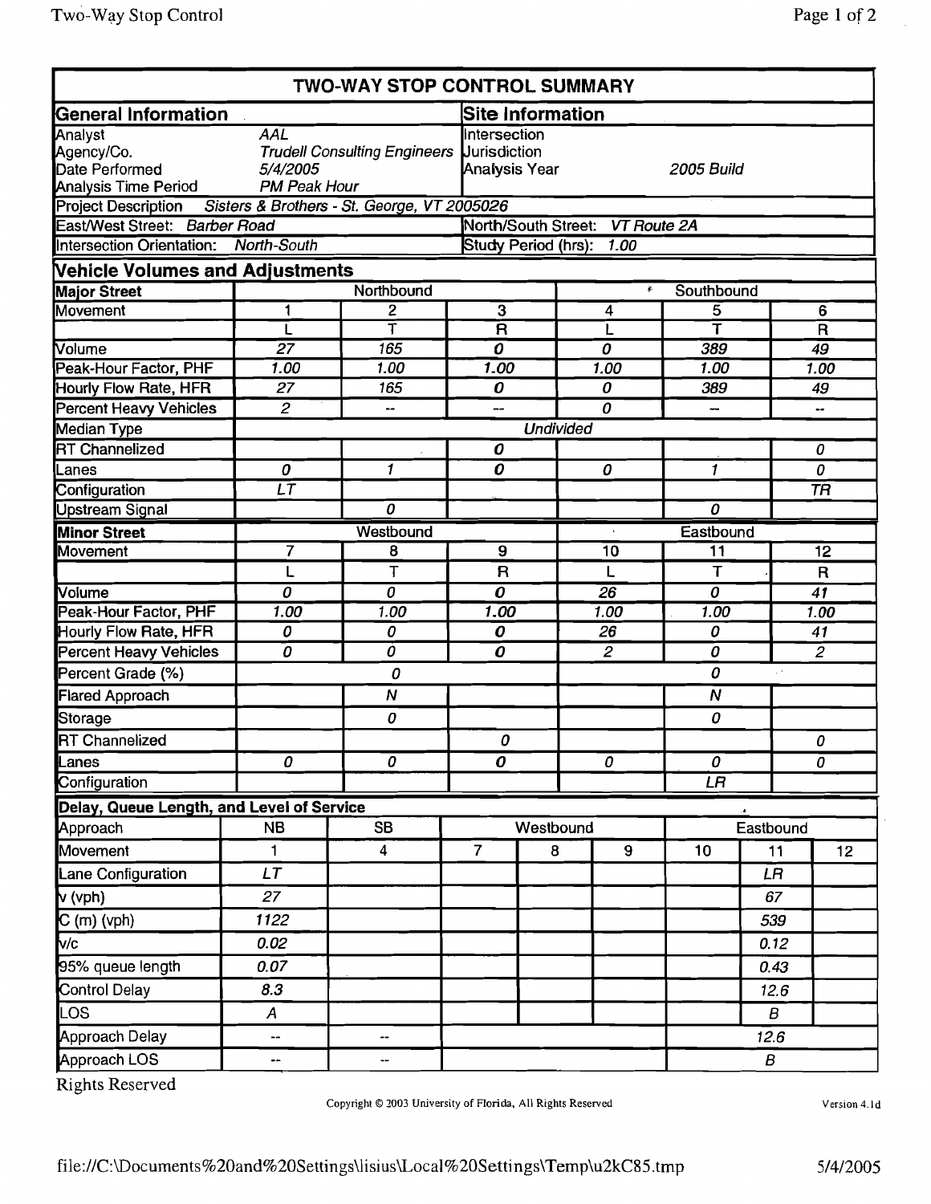# TWO-WAY STOP CONTROL SUMMARY

| General Information | | Site Information | |
|---|---|---|---|
| Analyst | AAL | Intersection | |
| Agency/Co. | Trudell Consulting Engineers | Jurisdiction | |
| Date Performed | 5/4/2005 | Analysis Year | 2005 Build |
| Analysis Time Period | PM Peak Hour | | |

Project Description: Sisters & Brothers - St. George, VT 2005026

| East/West Street: Barber Road | North/South Street: VT Route 2A |
|---|---|
| Intersection Orientation: North-South | Study Period (hrs): 1.00 |

## Vehicle Volumes and Adjustments

| Major Street | Northbound | | | Southbound | | |
|---|---|---|---|---|---|---|
| Movement | 1 | 2 | 3 | 4 | 5 | 6 |
| | L | T | R | L | T | R |
| Volume | 27 | 165 | 0 | 0 | 389 | 49 |
| Peak-Hour Factor, PHF | 1.00 | 1.00 | 1.00 | 1.00 | 1.00 | 1.00 |
| Hourly Flow Rate, HFR | 27 | 165 | 0 | 0 | 389 | 49 |
| Percent Heavy Vehicles | 2 | -- | -- | 0 | -- | -- |
| Median Type | Undivided | | | | | |
| RT Channelized | | | 0 | | | 0 |
| Lanes | 0 | 1 | 0 | 0 | 1 | 0 |
| Configuration | LT | | | | | TR |
| Upstream Signal | | 0 | | | 0 | |

| Minor Street | Westbound | | | Eastbound | | |
|---|---|---|---|---|---|---|
| Movement | 7 | 8 | 9 | 10 | 11 | 12 |
| | L | T | R | L | T | R |
| Volume | 0 | 0 | 0 | 26 | 0 | 41 |
| Peak-Hour Factor, PHF | 1.00 | 1.00 | 1.00 | 1.00 | 1.00 | 1.00 |
| Hourly Flow Rate, HFR | 0 | 0 | 0 | 26 | 0 | 41 |
| Percent Heavy Vehicles | 0 | 0 | 0 | 2 | 0 | 2 |
| Percent Grade (%) | | 0 | | | 0 | |
| Flared Approach | | N | | | N | |
| Storage | | 0 | | | 0 | |
| RT Channelized | | | 0 | | | 0 |
| Lanes | 0 | 0 | 0 | 0 | 0 | 0 |
| Configuration | | | | | LR | |

## Delay, Queue Length, and Level of Service

| Approach | NB | SB | Westbound | | | Eastbound | | |
|---|---|---|---|---|---|---|---|---|
| Movement | 1 | 4 | 7 | 8 | 9 | 10 | 11 | 12 |
| Lane Configuration | LT | | | | | | LR | |
| v (vph) | 27 | | | | | | 67 | |
| C (m) (vph) | 1122 | | | | | | 539 | |
| v/c | 0.02 | | | | | | 0.12 | |
| 95% queue length | 0.07 | | | | | | 0.43 | |
| Control Delay | 8.3 | | | | | | 12.6 | |
| LOS | A | | | | | | B | |
| Approach Delay | -- | -- | | | | 12.6 | | |
| Approach LOS | -- | -- | | | | B | | |

Rights Reserved

Copyright © 2003 University of Florida, All Rights Reserved

Version 4.1d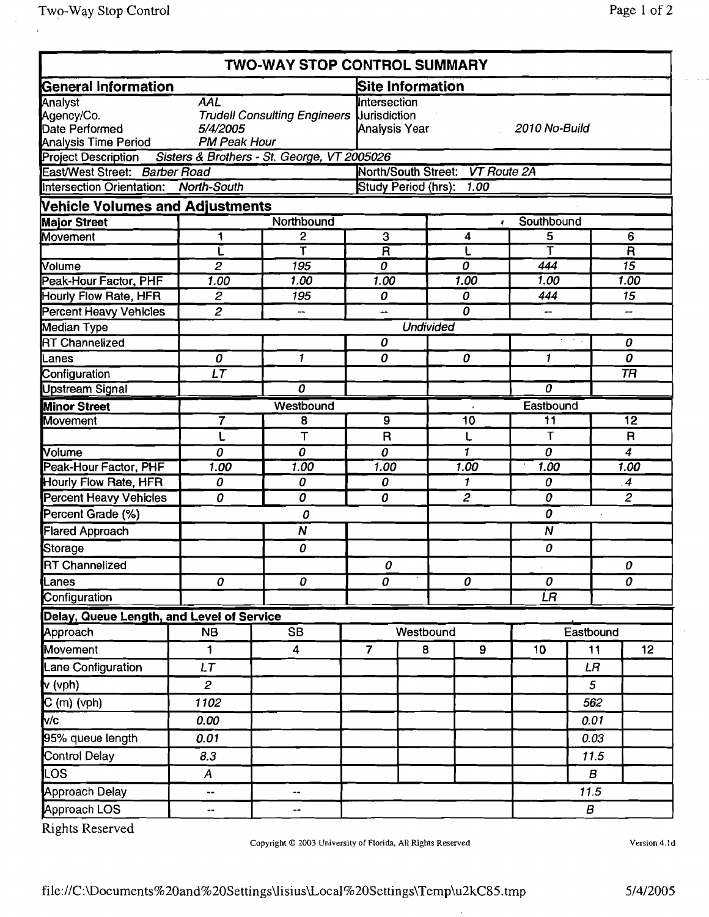# TWO-WAY STOP CONTROL SUMMARY

| General Information | | Site Information | |
|---|---|---|---|
| Analyst | AAL | Intersection | |
| Agency/Co. | Trudell Consulting Engineers | Jurisdiction | |
| Date Performed | 5/4/2005 | Analysis Year | 2010 No-Build |
| Analysis Time Period | PM Peak Hour | | |

Project Description: Sisters & Brothers - St. George, VT 2005026

| | |
|---|---|
| East/West Street: Barber Road | North/South Street: VT Route 2A |
| Intersection Orientation: North-South | Study Period (hrs): 1.00 |

## Vehicle Volumes and Adjustments

| Major Street | Northbound | | | Southbound | | |
|---|---|---|---|---|---|---|
| Movement | 1 | 2 | 3 | 4 | 5 | 6 |
| | L | T | R | L | T | R |
| Volume | 2 | 195 | 0 | 0 | 444 | 15 |
| Peak-Hour Factor, PHF | 1.00 | 1.00 | 1.00 | 1.00 | 1.00 | 1.00 |
| Hourly Flow Rate, HFR | 2 | 195 | 0 | 0 | 444 | 15 |
| Percent Heavy Vehicles | 2 | -- | -- | 0 | -- | -- |
| Median Type | Undivided | | | | | |
| RT Channelized | | | 0 | | | 0 |
| Lanes | 0 | 1 | 0 | 0 | 1 | 0 |
| Configuration | LT | | | | | TR |
| Upstream Signal | | 0 | | | 0 | |

| Minor Street | Westbound | | | Eastbound | | |
|---|---|---|---|---|---|---|
| Movement | 7 | 8 | 9 | 10 | 11 | 12 |
| | L | T | R | L | T | R |
| Volume | 0 | 0 | 0 | 1 | 0 | 4 |
| Peak-Hour Factor, PHF | 1.00 | 1.00 | 1.00 | 1.00 | 1.00 | 1.00 |
| Hourly Flow Rate, HFR | 0 | 0 | 0 | 1 | 0 | 4 |
| Percent Heavy Vehicles | 0 | 0 | 0 | 2 | 0 | 2 |
| Percent Grade (%) | | 0 | | | 0 | |
| Flared Approach | | N | | | N | |
| Storage | | 0 | | | 0 | |
| RT Channelized | | | 0 | | | 0 |
| Lanes | 0 | 0 | 0 | 0 | 0 | 0 |
| Configuration | | | | | LR | |

## Delay, Queue Length, and Level of Service

| Approach | NB | SB | Westbound | | | Eastbound | | |
|---|---|---|---|---|---|---|---|---|
| Movement | 1 | 4 | 7 | 8 | 9 | 10 | 11 | 12 |
| Lane Configuration | LT | | | | | | LR | |
| v (vph) | 2 | | | | | | 5 | |
| C (m) (vph) | 1102 | | | | | | 562 | |
| v/c | 0.00 | | | | | | 0.01 | |
| 95% queue length | 0.01 | | | | | | 0.03 | |
| Control Delay | 8.3 | | | | | | 11.5 | |
| LOS | A | | | | | | B | |
| Approach Delay | -- | -- | | | | | 11.5 | |
| Approach LOS | -- | -- | | | | | B | |

Rights Reserved

Copyright © 2003 University of Florida, All Rights Reserved

Version 4.1d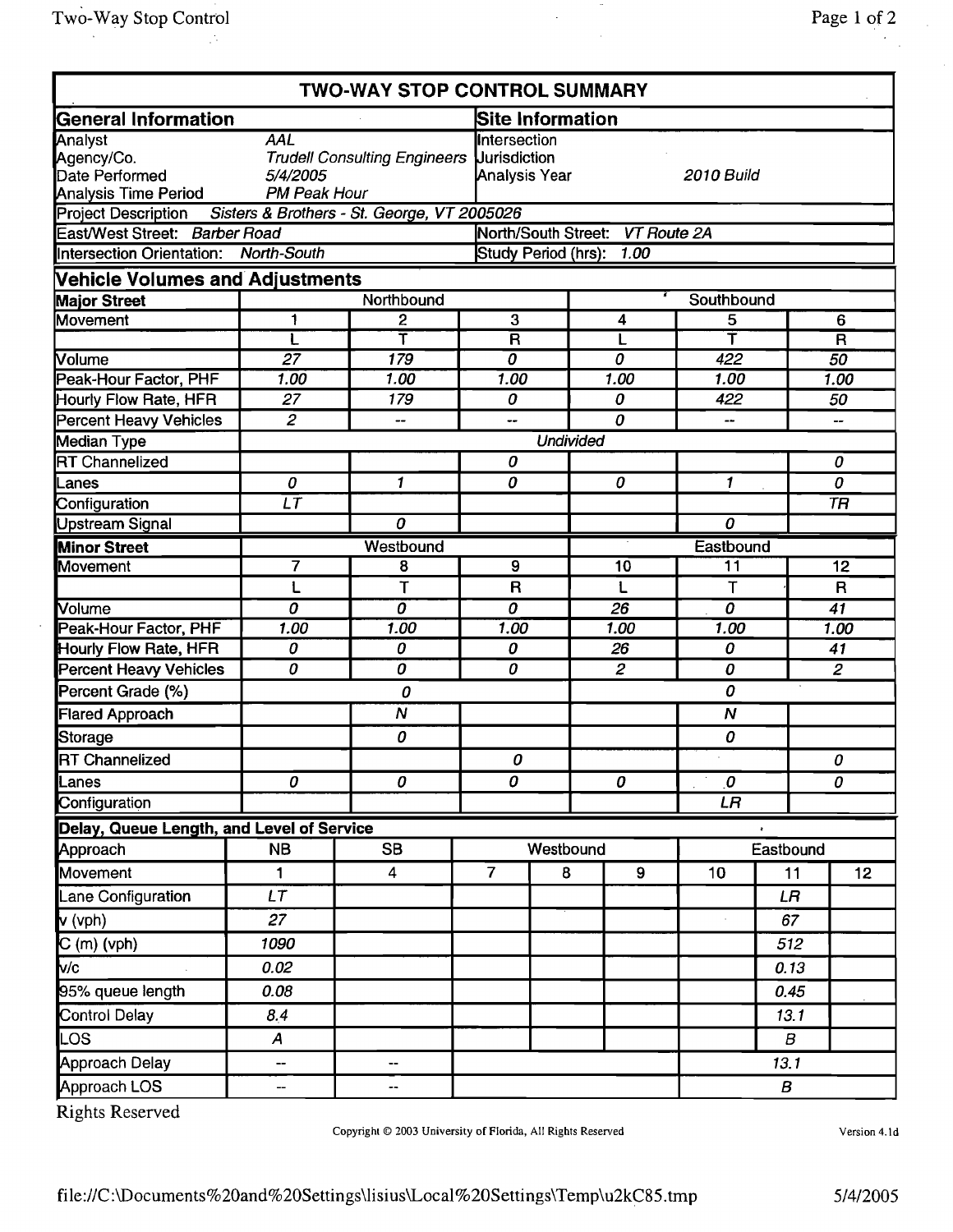# TWO-WAY STOP CONTROL SUMMARY

| General Information | | Site Information | |
|---|---|---|---|
| Analyst | AAL | Intersection | |
| Agency/Co. | Trudell Consulting Engineers | Jurisdiction | |
| Date Performed | 5/4/2005 | Analysis Year | 2010 Build |
| Analysis Time Period | PM Peak Hour | | |
| Project Description | Sisters & Brothers - St. George, VT 2005026 | | |
| East/West Street: | Barber Road | North/South Street: | VT Route 2A |
| Intersection Orientation: | North-South | Study Period (hrs): | 1.00 |

## Vehicle Volumes and Adjustments

| Major Street | Northbound | | | Southbound | | |
|---|---|---|---|---|---|---|
| Movement | 1 | 2 | 3 | 4 | 5 | 6 |
| | L | T | R | L | T | R |
| Volume | 27 | 179 | 0 | 0 | 422 | 50 |
| Peak-Hour Factor, PHF | 1.00 | 1.00 | 1.00 | 1.00 | 1.00 | 1.00 |
| Hourly Flow Rate, HFR | 27 | 179 | 0 | 0 | 422 | 50 |
| Percent Heavy Vehicles | 2 | -- | -- | 0 | -- | -- |
| Median Type | Undivided | | | | | |
| RT Channelized | | | 0 | | | 0 |
| Lanes | 0 | 1 | 0 | 0 | 1 | 0 |
| Configuration | LT | | | | | TR |
| Upstream Signal | | 0 | | | 0 | |

| Minor Street | Westbound | | | Eastbound | | |
|---|---|---|---|---|---|---|
| Movement | 7 | 8 | 9 | 10 | 11 | 12 |
| | L | T | R | L | T | R |
| Volume | 0 | 0 | 0 | 26 | 0 | 41 |
| Peak-Hour Factor, PHF | 1.00 | 1.00 | 1.00 | 1.00 | 1.00 | 1.00 |
| Hourly Flow Rate, HFR | 0 | 0 | 0 | 26 | 0 | 41 |
| Percent Heavy Vehicles | 0 | 0 | 0 | 2 | 0 | 2 |
| Percent Grade (%) | | 0 | | | 0 | |
| Flared Approach | | N | | | N | |
| Storage | | 0 | | | 0 | |
| RT Channelized | | | 0 | | | 0 |
| Lanes | 0 | 0 | 0 | 0 | 0 | 0 |
| Configuration | | | | | LR | |

## Delay, Queue Length, and Level of Service

| Approach | NB | SB | Westbound | | | Eastbound | | |
|---|---|---|---|---|---|---|---|---|
| Movement | 1 | 4 | 7 | 8 | 9 | 10 | 11 | 12 |
| Lane Configuration | LT | | | | | | LR | |
| v (vph) | 27 | | | | | | 67 | |
| C (m) (vph) | 1090 | | | | | | 512 | |
| v/c | 0.02 | | | | | | 0.13 | |
| 95% queue length | 0.08 | | | | | | 0.45 | |
| Control Delay | 8.4 | | | | | | 13.1 | |
| LOS | A | | | | | | B | |
| Approach Delay | -- | -- | | | | | 13.1 | |
| Approach LOS | -- | -- | | | | | B | |

Rights Reserved

Copyright © 2003 University of Florida, All Rights Reserved

Version 4.1d

file://C:\Documents%20and%20Settings\lisius\Local%20Settings\Temp\u2kC85.tmp 5/4/2005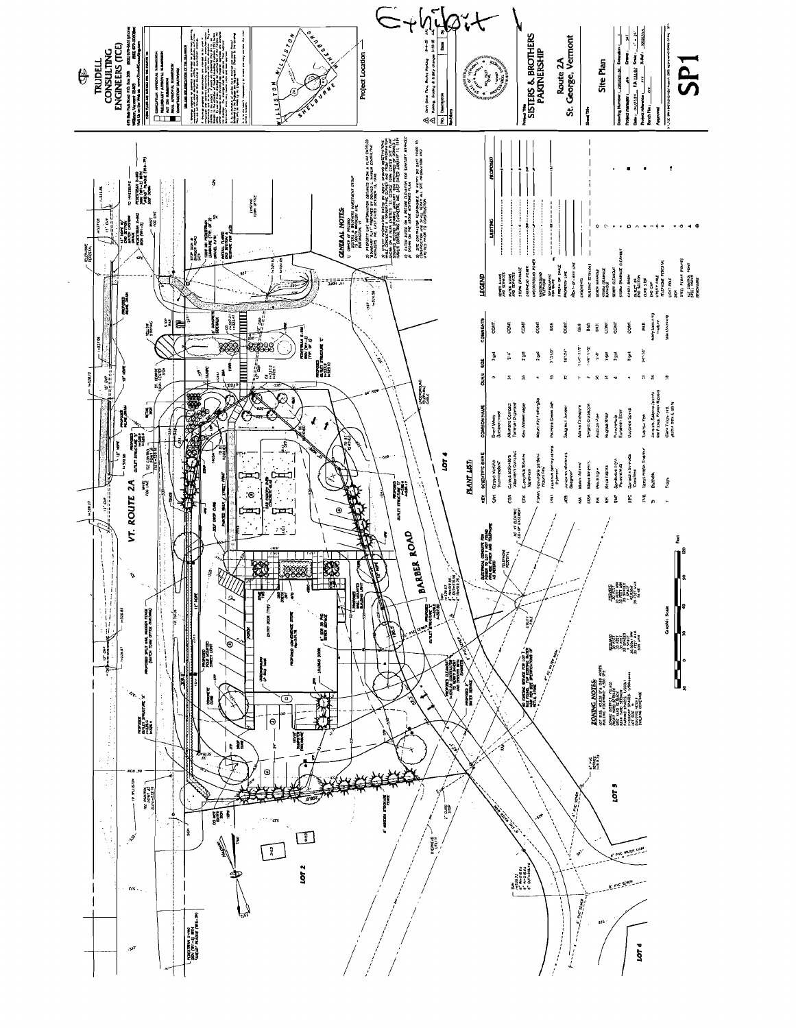Exhibit 1

TRUDELL CONSULTING ENGINEERS (TCE)

Project Location

WILLISTON

SHELBURNE

HINESBURG

SISTERS & BROTHERS PARTNERSHIP

Route 2A

St. George, Vermont

Site Plan

SP1

VT. ROUTE 2A

BARBER ROAD

LOT 2

LOT 4

LOT 5

LOT 6

## GENERAL NOTES:

## ZONING NOTES:

## PLANT LIST:

## LEGEND

PROPOSED CONVENIENCE STORE

Graphic Scale